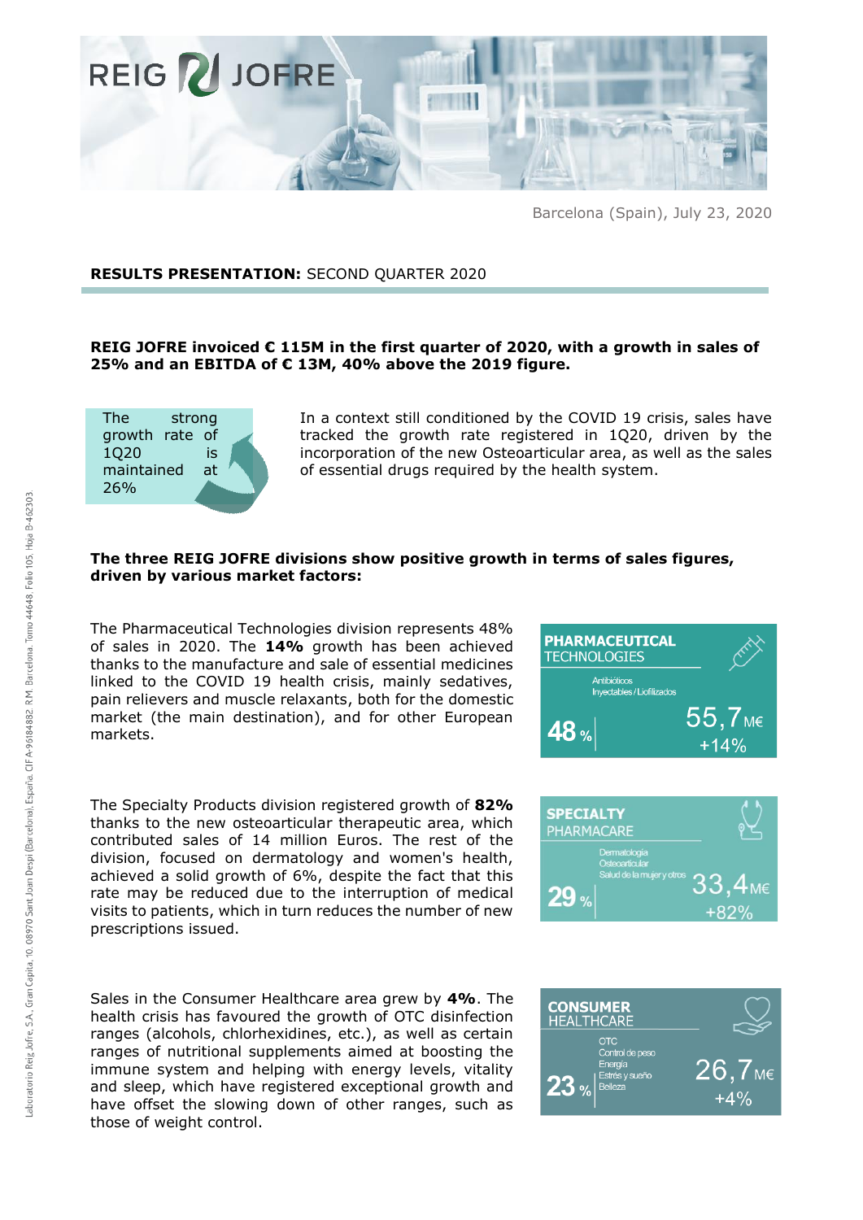Barcelona (Spain), July 23, 2020

**RESULTS PRESENTATION:** SECOND QUARTER 2020

**REIG JOFRE invoiced € 115M in the first quarter of 2020, with a growth in sales of 25% and an EBITDA of € 13M, 40% above the 2019 figure.**

The strong growth rate of 1Q20 is maintained at 26%

In a context still conditioned by the COVID 19 crisis, sales have tracked the growth rate registered in 1Q20, driven by the incorporation of the new Osteoarticular area, as well as the sales of essential drugs required by the health system.

**The three REIG JOFRE divisions show positive growth in terms of sales figures, driven by various market factors:**

The Pharmaceutical Technologies division represents 48% of sales in 2020. The **14%** growth has been achieved thanks to the manufacture and sale of essential medicines linked to the COVID 19 health crisis, mainly sedatives, pain relievers and muscle relaxants, both for the domestic market (the main destination), and for other European markets.

**PHARMACEUTICAL** TECHNOLOGIES
Antibióticos
Inyectables / Liofilizados
48 %
55,7 M€
+14%

The Specialty Products division registered growth of **82%** thanks to the new osteoarticular therapeutic area, which contributed sales of 14 million Euros. The rest of the division, focused on dermatology and women's health, achieved a solid growth of 6%, despite the fact that this rate may be reduced due to the interruption of medical visits to patients, which in turn reduces the number of new prescriptions issued.

**SPECIALTY** PHARMACARE
Dermatología
Osteoarticular
Salud de la mujer y otros
29 %
33,4 M€
+82%

Sales in the Consumer Healthcare area grew by **4%**. The health crisis has favoured the growth of OTC disinfection ranges (alcohols, chlorhexidines, etc.), as well as certain ranges of nutritional supplements aimed at boosting the immune system and helping with energy levels, vitality and sleep, which have registered exceptional growth and have offset the slowing down of other ranges, such as those of weight control.

**CONSUMER** HEALTHCARE
OTC
Control de peso
Energía
Estrés y sueño
Belleza
23 %
26,7 M€
+4%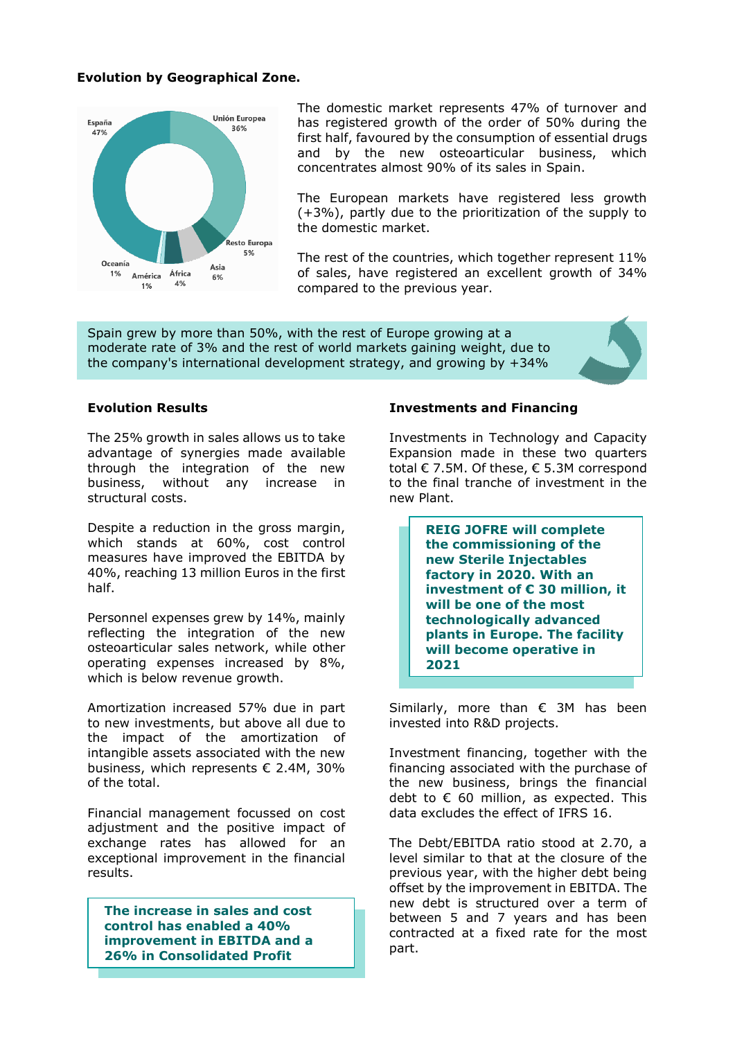**Evolution by Geographical Zone.**

España 47%
Unión Europea 36%
Resto Europa 5%
Asia 6%
África 4%
América 1%
Oceanía 1%

The domestic market represents 47% of turnover and has registered growth of the order of 50% during the first half, favoured by the consumption of essential drugs and by the new osteoarticular business, which concentrates almost 90% of its sales in Spain.

The European markets have registered less growth (+3%), partly due to the prioritization of the supply to the domestic market.

The rest of the countries, which together represent 11% of sales, have registered an excellent growth of 34% compared to the previous year.

Spain grew by more than 50%, with the rest of Europe growing at a moderate rate of 3% and the rest of world markets gaining weight, due to the company's international development strategy, and growing by +34%

**Evolution Results**

The 25% growth in sales allows us to take advantage of synergies made available through the integration of the new business, without any increase in structural costs.

Despite a reduction in the gross margin, which stands at 60%, cost control measures have improved the EBITDA by 40%, reaching 13 million Euros in the first half.

Personnel expenses grew by 14%, mainly reflecting the integration of the new osteoarticular sales network, while other operating expenses increased by 8%, which is below revenue growth.

Amortization increased 57% due in part to new investments, but above all due to the impact of the amortization of intangible assets associated with the new business, which represents € 2.4M, 30% of the total.

Financial management focussed on cost adjustment and the positive impact of exchange rates has allowed for an exceptional improvement in the financial results.

**The increase in sales and cost control has enabled a 40% improvement in EBITDA and a 26% in Consolidated Profit**

**Investments and Financing**

Investments in Technology and Capacity Expansion made in these two quarters total € 7.5M. Of these, € 5.3M correspond to the final tranche of investment in the new Plant.

**REIG JOFRE will complete the commissioning of the new Sterile Injectables factory in 2020. With an investment of € 30 million, it will be one of the most technologically advanced plants in Europe. The facility will become operative in 2021**

Similarly, more than € 3M has been invested into R&D projects.

Investment financing, together with the financing associated with the purchase of the new business, brings the financial debt to € 60 million, as expected. This data excludes the effect of IFRS 16.

The Debt/EBITDA ratio stood at 2.70, a level similar to that at the closure of the previous year, with the higher debt being offset by the improvement in EBITDA. The new debt is structured over a term of between 5 and 7 years and has been contracted at a fixed rate for the most part.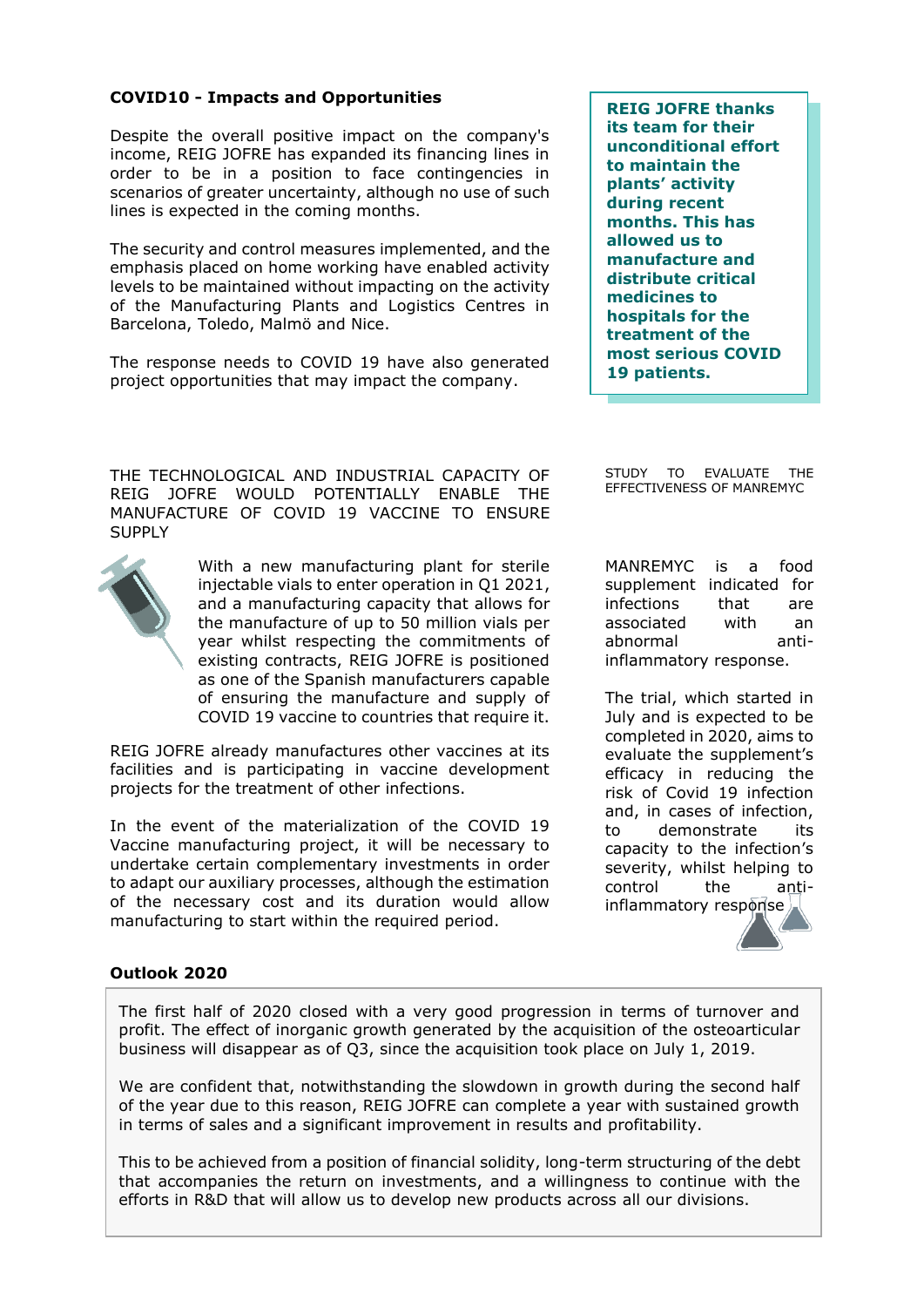## COVID10 - Impacts and Opportunities

Despite the overall positive impact on the company's income, REIG JOFRE has expanded its financing lines in order to be in a position to face contingencies in scenarios of greater uncertainty, although no use of such lines is expected in the coming months.

The security and control measures implemented, and the emphasis placed on home working have enabled activity levels to be maintained without impacting on the activity of the Manufacturing Plants and Logistics Centres in Barcelona, Toledo, Malmö and Nice.

The response needs to COVID 19 have also generated project opportunities that may impact the company.

**REIG JOFRE thanks its team for their unconditional effort to maintain the plants' activity during recent months. This has allowed us to manufacture and distribute critical medicines to hospitals for the treatment of the most serious COVID 19 patients.**

THE TECHNOLOGICAL AND INDUSTRIAL CAPACITY OF REIG JOFRE WOULD POTENTIALLY ENABLE THE MANUFACTURE OF COVID 19 VACCINE TO ENSURE SUPPLY

With a new manufacturing plant for sterile injectable vials to enter operation in Q1 2021, and a manufacturing capacity that allows for the manufacture of up to 50 million vials per year whilst respecting the commitments of existing contracts, REIG JOFRE is positioned as one of the Spanish manufacturers capable of ensuring the manufacture and supply of COVID 19 vaccine to countries that require it.

REIG JOFRE already manufactures other vaccines at its facilities and is participating in vaccine development projects for the treatment of other infections.

In the event of the materialization of the COVID 19 Vaccine manufacturing project, it will be necessary to undertake certain complementary investments in order to adapt our auxiliary processes, although the estimation of the necessary cost and its duration would allow manufacturing to start within the required period.

STUDY TO EVALUATE THE EFFECTIVENESS OF MANREMYC

MANREMYC is a food supplement indicated for infections that are associated with an abnormal anti-inflammatory response.

The trial, which started in July and is expected to be completed in 2020, aims to evaluate the supplement's efficacy in reducing the risk of Covid 19 infection and, in cases of infection, to demonstrate its capacity to the infection's severity, whilst helping to control the anti-inflammatory response

## Outlook 2020

The first half of 2020 closed with a very good progression in terms of turnover and profit. The effect of inorganic growth generated by the acquisition of the osteoarticular business will disappear as of Q3, since the acquisition took place on July 1, 2019.

We are confident that, notwithstanding the slowdown in growth during the second half of the year due to this reason, REIG JOFRE can complete a year with sustained growth in terms of sales and a significant improvement in results and profitability.

This to be achieved from a position of financial solidity, long-term structuring of the debt that accompanies the return on investments, and a willingness to continue with the efforts in R&D that will allow us to develop new products across all our divisions.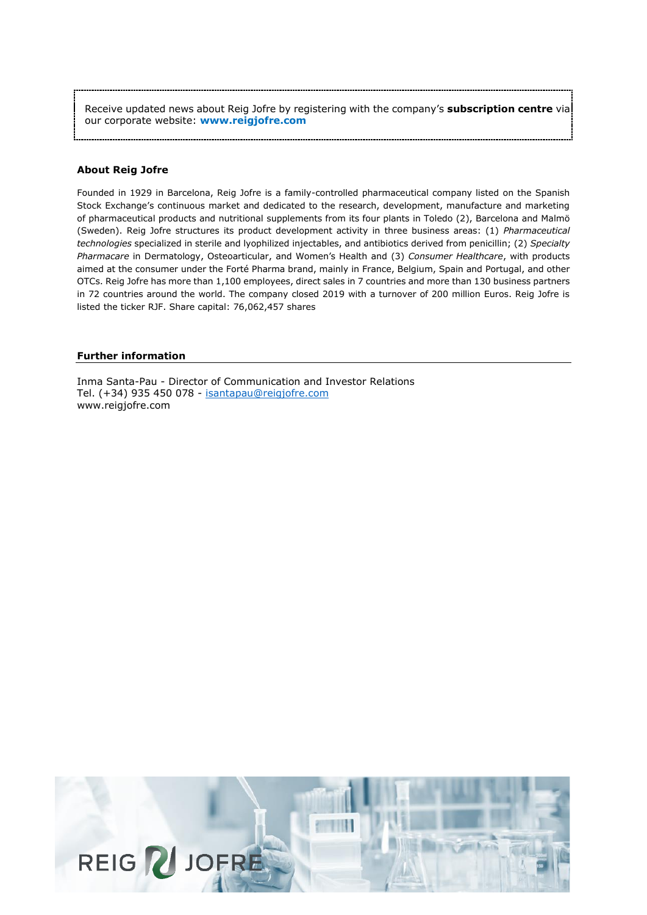Receive updated news about Reig Jofre by registering with the company's **subscription centre** via our corporate website: **www.reigjofre.com**

## About Reig Jofre

Founded in 1929 in Barcelona, Reig Jofre is a family-controlled pharmaceutical company listed on the Spanish Stock Exchange's continuous market and dedicated to the research, development, manufacture and marketing of pharmaceutical products and nutritional supplements from its four plants in Toledo (2), Barcelona and Malmö (Sweden). Reig Jofre structures its product development activity in three business areas: (1) *Pharmaceutical technologies* specialized in sterile and lyophilized injectables, and antibiotics derived from penicillin; (2) *Specialty Pharmacare* in Dermatology, Osteoarticular, and Women's Health and (3) *Consumer Healthcare*, with products aimed at the consumer under the Forté Pharma brand, mainly in France, Belgium, Spain and Portugal, and other OTCs. Reig Jofre has more than 1,100 employees, direct sales in 7 countries and more than 130 business partners in 72 countries around the world. The company closed 2019 with a turnover of 200 million Euros. Reig Jofre is listed the ticker RJF. Share capital: 76,062,457 shares

## Further information

Inma Santa-Pau - Director of Communication and Investor Relations
Tel. (+34) 935 450 078 - isantapau@reigjofre.com
www.reigjofre.com